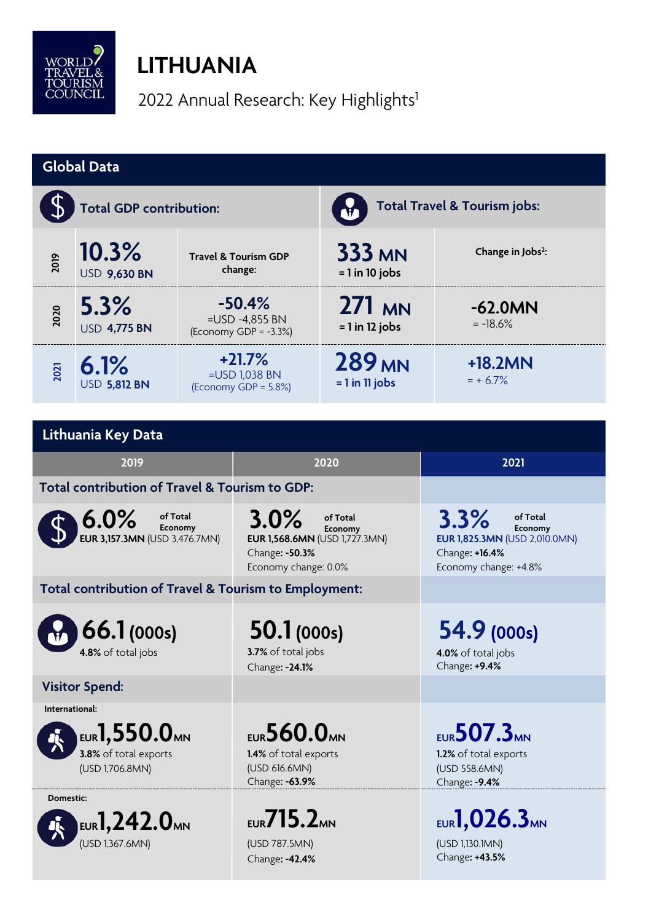# LITHUANIA

2022 Annual Research: Key Highlights[1]

## Global Data

| | Total GDP contribution: | | Total Travel & Tourism jobs: | |
|---|---|---|---|---|
| **2019** | **10.3%** USD **9,630 BN** | **Travel & Tourism GDP change:** | **333 MN** = 1 in 10 jobs | **Change in Jobs[2]:** |
| **2020** | **5.3%** USD **4,775 BN** | **-50.4%** =USD -4,855 BN (Economy GDP = -3.3%) | **271 MN** = 1 in 12 jobs | **-62.0MN** = -18.6% |
| **2021** | **6.1%** USD **5,812 BN** | **+21.7%** =USD 1,038 BN (Economy GDP = 5.8%) | **289 MN** = 1 in 11 jobs | **+18.2MN** = + 6.7% |

## Lithuania Key Data

| | 2019 | 2020 | 2021 |
|---|---|---|---|
| **Total contribution of Travel & Tourism to GDP:** | | | |
| | **6.0%** of Total Economy **EUR 3,157.3MN** (USD 3,476.7MN) | **3.0%** of Total Economy **EUR 1,568.6MN** (USD 1,727.3MN) Change: **-50.3%** Economy change: 0.0% | **3.3%** of Total Economy **EUR 1,825.3MN** (USD 2,010.0MN) Change: **+16.4%** Economy change: +4.8% |
| **Total contribution of Travel & Tourism to Employment:** | | | |
| | **66.1 (000s)** **4.8%** of total jobs | **50.1 (000s)** **3.7%** of total jobs Change: **-24.1%** | **54.9 (000s)** **4.0%** of total jobs Change: **+9.4%** |
| **Visitor Spend:** | | | |
| International: | EUR **1,550.0** MN **3.8%** of total exports (USD 1,706.8MN) | EUR **560.0** MN **1.4%** of total exports (USD 616.6MN) Change: **-63.9%** | EUR **507.3** MN **1.2%** of total exports (USD 558.6MN) Change: **-9.4%** |
| Domestic: | EUR **1,242.0** MN (USD 1,367.6MN) | EUR **715.2** MN (USD 787.5MN) Change: **-42.4%** | EUR **1,026.3** MN (USD 1,130.1MN) Change: **+43.5%** |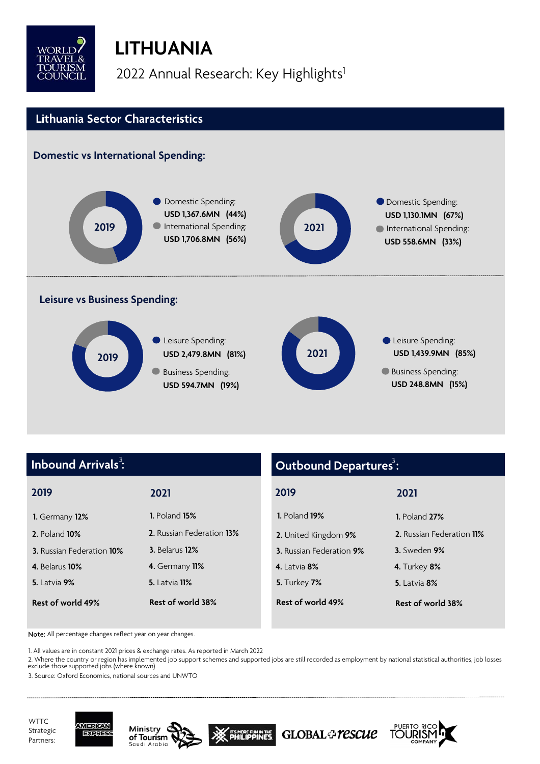# LITHUANIA

2022 Annual Research: Key Highlights[1]

## Lithuania Sector Characteristics

### Domestic vs International Spending:

2019

Domestic Spending:
**USD 1,367.6MN (44%)**

International Spending:
**USD 1,706.8MN (56%)**

2021

Domestic Spending:
**USD 1,130.1MN (67%)**

International Spending:
**USD 558.6MN (33%)**

### Leisure vs Business Spending:

2019

Leisure Spending:
**USD 2,479.8MN (81%)**

Business Spending:
**USD 594.7MN (19%)**

2021

Leisure Spending:
**USD 1,439.9MN (85%)**

Business Spending:
**USD 248.8MN (15%)**

## Inbound Arrivals[3]:

| 2019 | 2021 |
|---|---|
| **1.** Germany **12%** | **1.** Poland **15%** |
| **2.** Poland **10%** | **2.** Russian Federation **13%** |
| **3.** Russian Federation **10%** | **3.** Belarus **12%** |
| **4.** Belarus **10%** | **4.** Germany **11%** |
| **5.** Latvia **9%** | **5.** Latvia **11%** |
| **Rest of world 49%** | **Rest of world 38%** |

## Outbound Departures[3]:

| 2019 | 2021 |
|---|---|
| **1.** Poland **19%** | **1.** Poland **27%** |
| **2.** United Kingdom **9%** | **2.** Russian Federation **11%** |
| **3.** Russian Federation **9%** | **3.** Sweden **9%** |
| **4.** Latvia **8%** | **4.** Turkey **8%** |
| **5.** Turkey **7%** | **5.** Latvia **8%** |
| **Rest of world 49%** | **Rest of world 38%** |

Note: All percentage changes reflect year on year changes.

1. All values are in constant 2021 prices & exchange rates. As reported in March 2022
2. Where the country or region has implemented job support schemes and supported jobs are still recorded as employment by national statistical authorities, job losses exclude those supported jobs (where known)
3. Source: Oxford Economics, national sources and UNWTO

WTTC Strategic Partners: